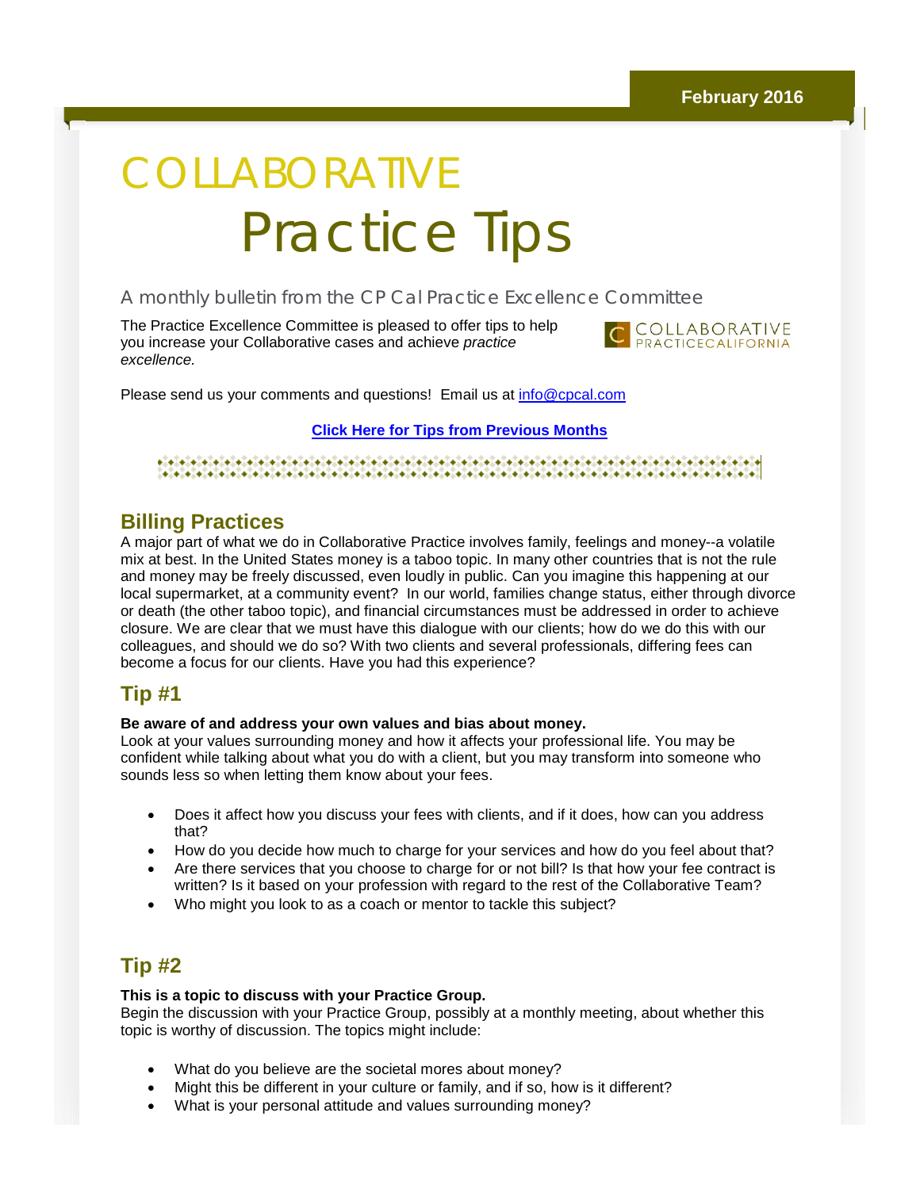February 2016

# COLLABORATIVE Practice Tips

A monthly bulletin from the CP Cal Practice Excellence Committee

The Practice Excellence Committee is pleased to offer tips to help you increase your Collaborative cases and achieve *practice excellence.*

COLLABORATIVE PRACTICECALIFORNIA

Please send us your comments and questions! Email us at info@cpcal.com

**Click Here for Tips from Previous Months**

## Billing Practices

A major part of what we do in Collaborative Practice involves family, feelings and money--a volatile mix at best. In the United States money is a taboo topic. In many other countries that is not the rule and money may be freely discussed, even loudly in public. Can you imagine this happening at our local supermarket, at a community event? In our world, families change status, either through divorce or death (the other taboo topic), and financial circumstances must be addressed in order to achieve closure. We are clear that we must have this dialogue with our clients; how do we do this with our colleagues, and should we do so? With two clients and several professionals, differing fees can become a focus for our clients. Have you had this experience?

## Tip #1

**Be aware of and address your own values and bias about money.**
Look at your values surrounding money and how it affects your professional life. You may be confident while talking about what you do with a client, but you may transform into someone who sounds less so when letting them know about your fees.

- Does it affect how you discuss your fees with clients, and if it does, how can you address that?
- How do you decide how much to charge for your services and how do you feel about that?
- Are there services that you choose to charge for or not bill? Is that how your fee contract is written? Is it based on your profession with regard to the rest of the Collaborative Team?
- Who might you look to as a coach or mentor to tackle this subject?

## Tip #2

**This is a topic to discuss with your Practice Group.**
Begin the discussion with your Practice Group, possibly at a monthly meeting, about whether this topic is worthy of discussion. The topics might include:

- What do you believe are the societal mores about money?
- Might this be different in your culture or family, and if so, how is it different?
- What is your personal attitude and values surrounding money?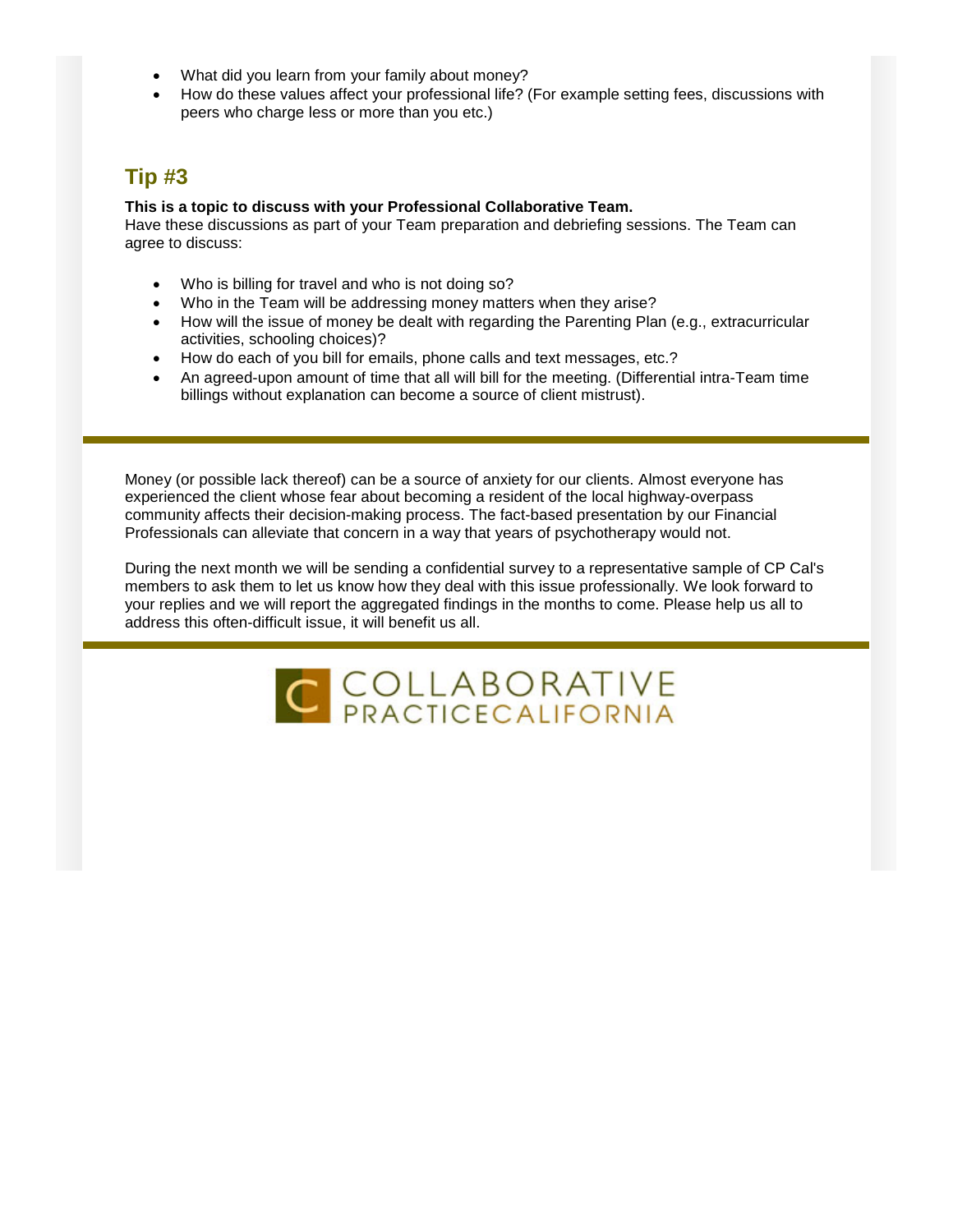- What did you learn from your family about money?
- How do these values affect your professional life? (For example setting fees, discussions with peers who charge less or more than you etc.)

## Tip #3

**This is a topic to discuss with your Professional Collaborative Team.**
Have these discussions as part of your Team preparation and debriefing sessions. The Team can agree to discuss:

- Who is billing for travel and who is not doing so?
- Who in the Team will be addressing money matters when they arise?
- How will the issue of money be dealt with regarding the Parenting Plan (e.g., extracurricular activities, schooling choices)?
- How do each of you bill for emails, phone calls and text messages, etc.?
- An agreed-upon amount of time that all will bill for the meeting. (Differential intra-Team time billings without explanation can become a source of client mistrust).

---

Money (or possible lack thereof) can be a source of anxiety for our clients. Almost everyone has experienced the client whose fear about becoming a resident of the local highway-overpass community affects their decision-making process. The fact-based presentation by our Financial Professionals can alleviate that concern in a way that years of psychotherapy would not.

During the next month we will be sending a confidential survey to a representative sample of CP Cal's members to ask them to let us know how they deal with this issue professionally. We look forward to your replies and we will report the aggregated findings in the months to come. Please help us all to address this often-difficult issue, it will benefit us all.

---

COLLABORATIVE PRACTICECALIFORNIA